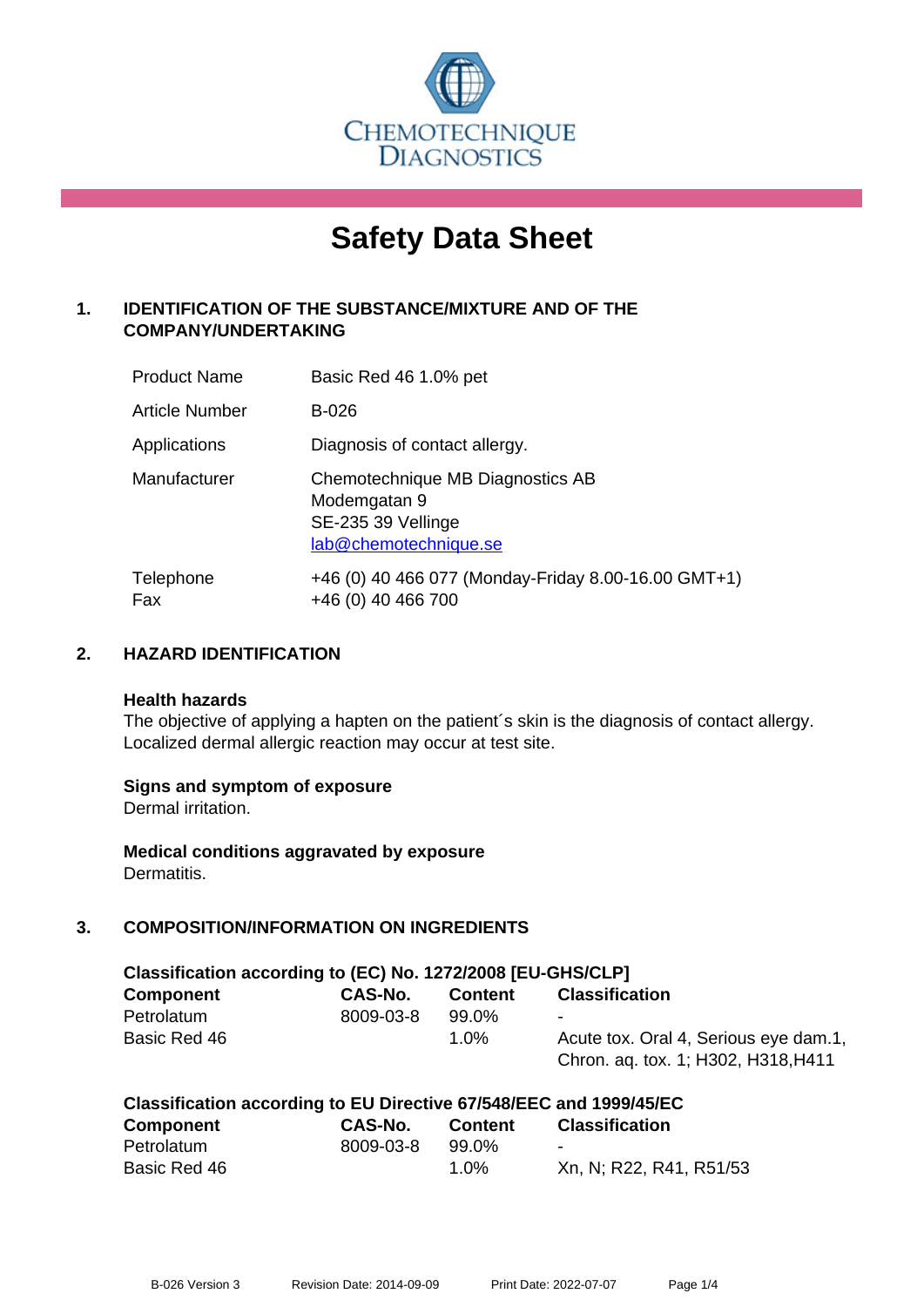CHEMOTECHNIQUE DIAGNOSTICS

# Safety Data Sheet

## 1. IDENTIFICATION OF THE SUBSTANCE/MIXTURE AND OF THE COMPANY/UNDERTAKING

| | |
|---|---|
| Product Name | Basic Red 46 1.0% pet |
| Article Number | B-026 |
| Applications | Diagnosis of contact allergy. |
| Manufacturer | Chemotechnique MB Diagnostics AB<br>Modemgatan 9<br>SE-235 39 Vellinge<br>lab@chemotechnique.se |
| Telephone<br>Fax | +46 (0) 40 466 077 (Monday-Friday 8.00-16.00 GMT+1)<br>+46 (0) 40 466 700 |

## 2. HAZARD IDENTIFICATION

**Health hazards**
The objective of applying a hapten on the patient´s skin is the diagnosis of contact allergy. Localized dermal allergic reaction may occur at test site.

**Signs and symptom of exposure**
Dermal irritation.

**Medical conditions aggravated by exposure**
Dermatitis.

## 3. COMPOSITION/INFORMATION ON INGREDIENTS

**Classification according to (EC) No. 1272/2008 [EU-GHS/CLP]**

| Component | CAS-No. | Content | Classification |
|---|---|---|---|
| Petrolatum | 8009-03-8 | 99.0% | - |
| Basic Red 46 | | 1.0% | Acute tox. Oral 4, Serious eye dam.1, Chron. aq. tox. 1; H302, H318,H411 |

**Classification according to EU Directive 67/548/EEC and 1999/45/EC**

| Component | CAS-No. | Content | Classification |
|---|---|---|---|
| Petrolatum | 8009-03-8 | 99.0% | - |
| Basic Red 46 | | 1.0% | Xn, N; R22, R41, R51/53 |

B-026 Version 3 Revision Date: 2014-09-09 Print Date: 2022-07-07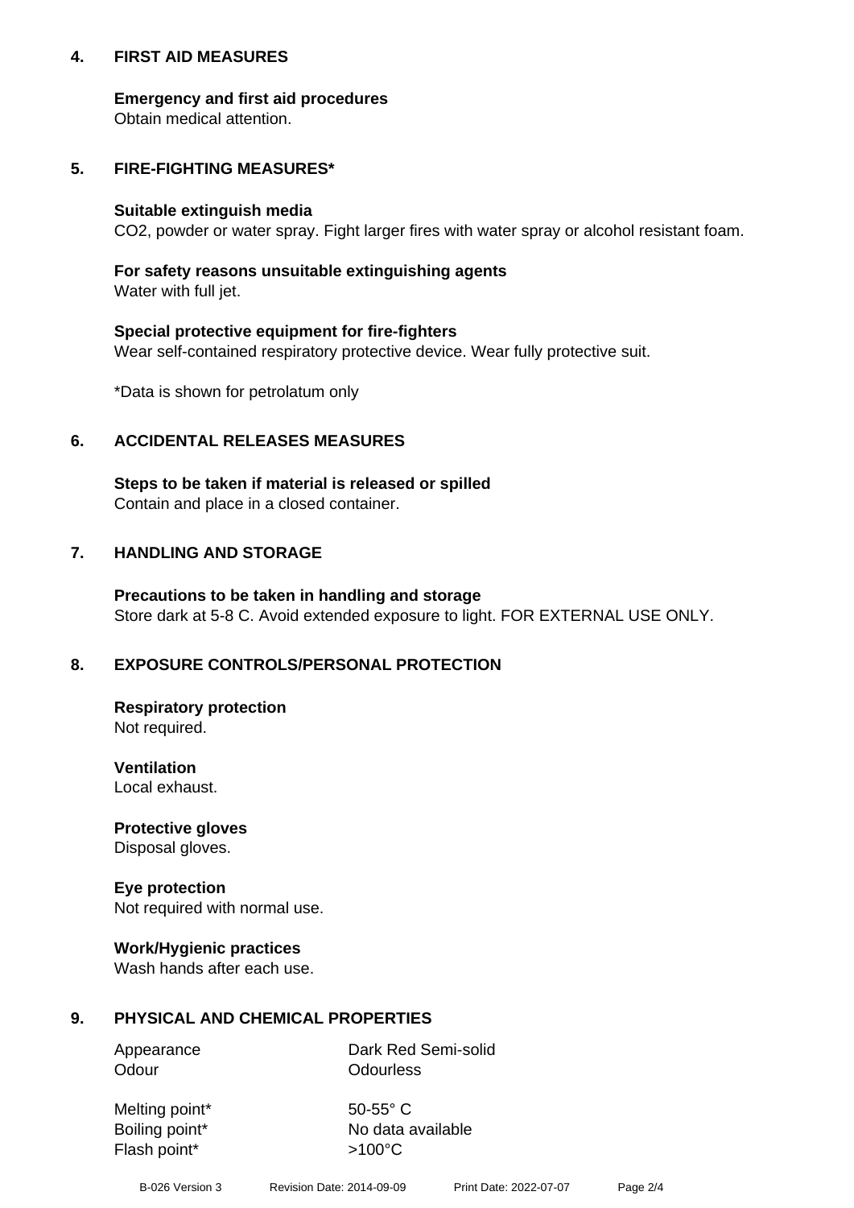## 4. FIRST AID MEASURES

**Emergency and first aid procedures**
Obtain medical attention.

## 5. FIRE-FIGHTING MEASURES*

**Suitable extinguish media**
$CO_2$, powder or water spray. Fight larger fires with water spray or alcohol resistant foam.

**For safety reasons unsuitable extinguishing agents**
Water with full jet.

**Special protective equipment for fire-fighters**
Wear self-contained respiratory protective device. Wear fully protective suit.

*Data is shown for petrolatum only

## 6. ACCIDENTAL RELEASES MEASURES

**Steps to be taken if material is released or spilled**
Contain and place in a closed container.

## 7. HANDLING AND STORAGE

**Precautions to be taken in handling and storage**
Store dark at 5-8 C. Avoid extended exposure to light. FOR EXTERNAL USE ONLY.

## 8. EXPOSURE CONTROLS/PERSONAL PROTECTION

**Respiratory protection**
Not required.

**Ventilation**
Local exhaust.

**Protective gloves**
Disposal gloves.

**Eye protection**
Not required with normal use.

**Work/Hygienic practices**
Wash hands after each use.

## 9. PHYSICAL AND CHEMICAL PROPERTIES

| | |
|---|---|
| Appearance | Dark Red Semi-solid |
| Odour | Odourless |
| Melting point* | 50-55° C |
| Boiling point* | No data available |
| Flash point* | >100°C |

B-026 Version 3 Revision Date: 2014-09-09 Print Date: 2022-07-07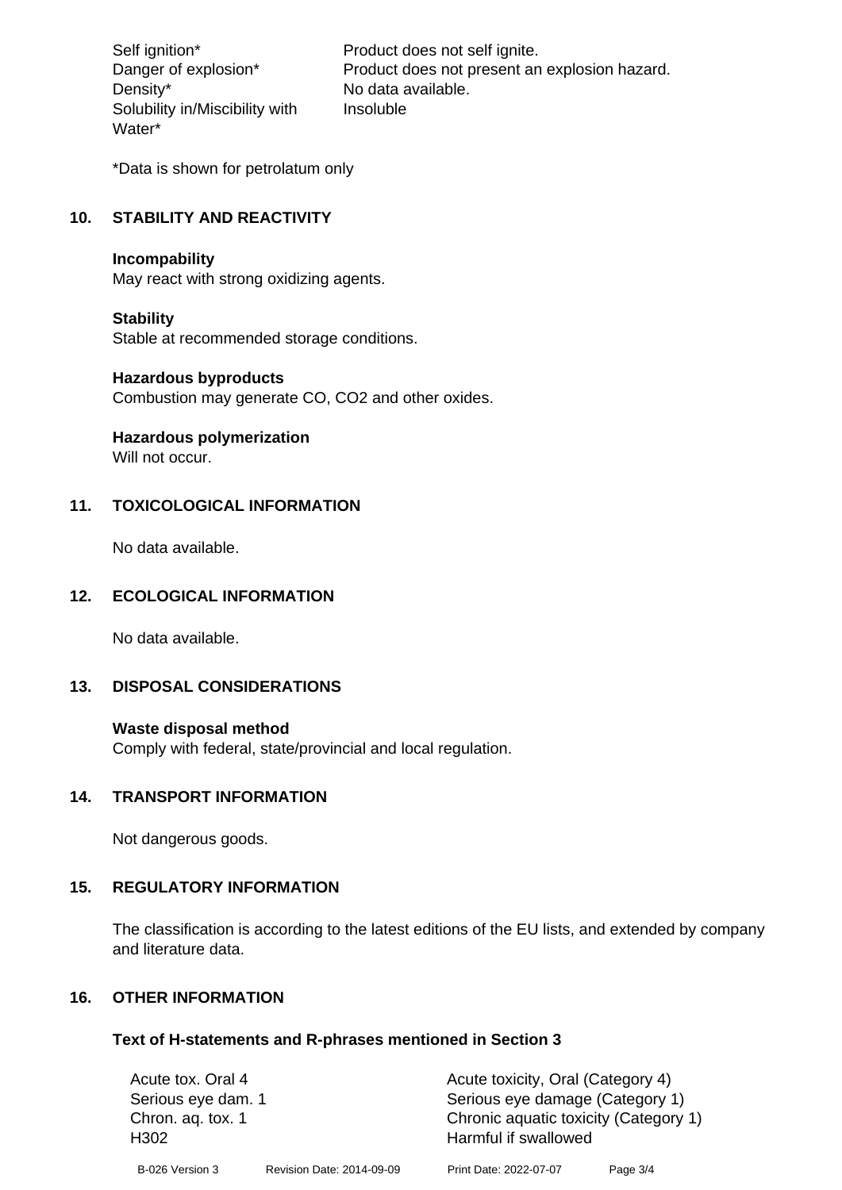| | |
|---|---|
| Self ignition* | Product does not self ignite. |
| Danger of explosion* | Product does not present an explosion hazard. |
| Density* | No data available. |
| Solubility in/Miscibility with Water* | Insoluble |

*Data is shown for petrolatum only

## 10. STABILITY AND REACTIVITY

**Incompability**
May react with strong oxidizing agents.

**Stability**
Stable at recommended storage conditions.

**Hazardous byproducts**
Combustion may generate CO, $CO_2$ and other oxides.

**Hazardous polymerization**
Will not occur.

## 11. TOXICOLOGICAL INFORMATION

No data available.

## 12. ECOLOGICAL INFORMATION

No data available.

## 13. DISPOSAL CONSIDERATIONS

**Waste disposal method**
Comply with federal, state/provincial and local regulation.

## 14. TRANSPORT INFORMATION

Not dangerous goods.

## 15. REGULATORY INFORMATION

The classification is according to the latest editions of the EU lists, and extended by company and literature data.

## 16. OTHER INFORMATION

### Text of H-statements and R-phrases mentioned in Section 3

| | |
|---|---|
| Acute tox. Oral 4 | Acute toxicity, Oral (Category 4) |
| Serious eye dam. 1 | Serious eye damage (Category 1) |
| Chron. aq. tox. 1 | Chronic aquatic toxicity (Category 1) |
| H302 | Harmful if swallowed |

B-026 Version 3 Revision Date: 2014-09-09 Print Date: 2022-07-07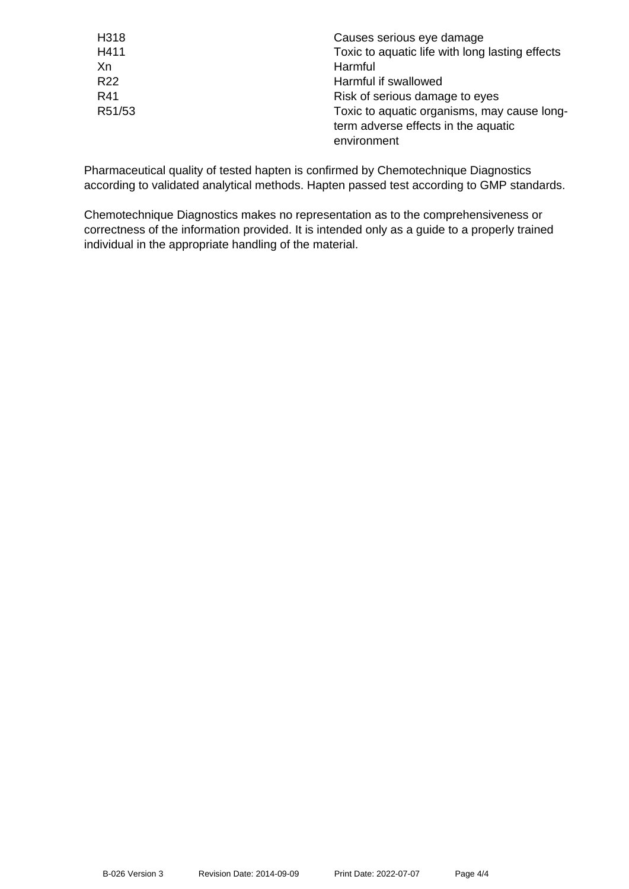| | |
|---|---|
| H318 | Causes serious eye damage |
| H411 | Toxic to aquatic life with long lasting effects |
| Xn | Harmful |
| R22 | Harmful if swallowed |
| R41 | Risk of serious damage to eyes |
| R51/53 | Toxic to aquatic organisms, may cause long-term adverse effects in the aquatic environment |

Pharmaceutical quality of tested hapten is confirmed by Chemotechnique Diagnostics according to validated analytical methods. Hapten passed test according to GMP standards.

Chemotechnique Diagnostics makes no representation as to the comprehensiveness or correctness of the information provided. It is intended only as a guide to a properly trained individual in the appropriate handling of the material.